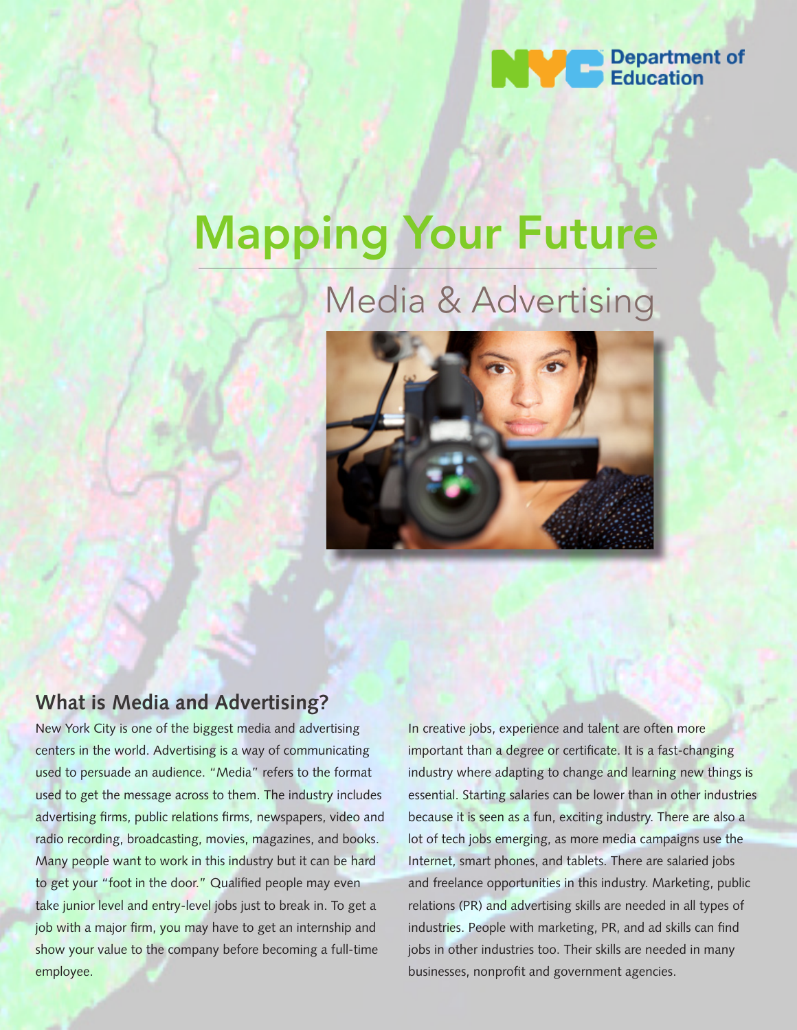NYC Department of Education

# Mapping Your Future

## Media & Advertising

### What is Media and Advertising?

New York City is one of the biggest media and advertising centers in the world. Advertising is a way of communicating used to persuade an audience. "Media" refers to the format used to get the message across to them. The industry includes advertising firms, public relations firms, newspapers, video and radio recording, broadcasting, movies, magazines, and books. Many people want to work in this industry but it can be hard to get your "foot in the door." Qualified people may even take junior level and entry-level jobs just to break in. To get a job with a major firm, you may have to get an internship and show your value to the company before becoming a full-time employee.

In creative jobs, experience and talent are often more important than a degree or certificate. It is a fast-changing industry where adapting to change and learning new things is essential. Starting salaries can be lower than in other industries because it is seen as a fun, exciting industry. There are also a lot of tech jobs emerging, as more media campaigns use the Internet, smart phones, and tablets. There are salaried jobs and freelance opportunities in this industry. Marketing, public relations (PR) and advertising skills are needed in all types of industries. People with marketing, PR, and ad skills can find jobs in other industries too. Their skills are needed in many businesses, nonprofit and government agencies.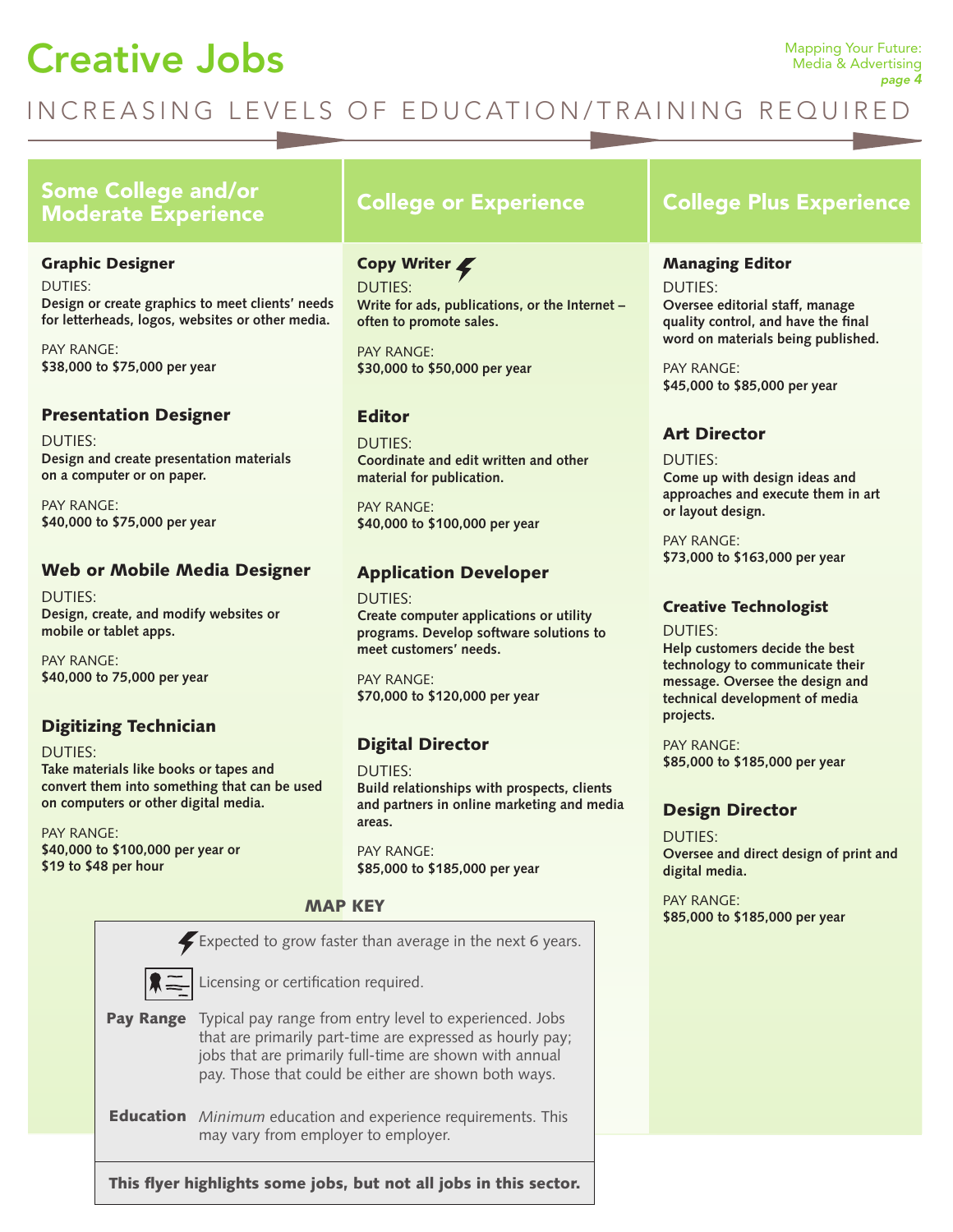# Creative Jobs

INCREASING LEVELS OF EDUCATION/TRAINING REQUIRED

## Some College and/or Moderate Experience

### Graphic Designer

DUTIES:
**Design or create graphics to meet clients' needs for letterheads, logos, websites or other media.**

PAY RANGE:
**$38,000 to $75,000 per year**

### Presentation Designer

DUTIES:
**Design and create presentation materials on a computer or on paper.**

PAY RANGE:
**$40,000 to $75,000 per year**

### Web or Mobile Media Designer

DUTIES:
**Design, create, and modify websites or mobile or tablet apps.**

PAY RANGE:
**$40,000 to 75,000 per year**

### Digitizing Technician

DUTIES:
**Take materials like books or tapes and convert them into something that can be used on computers or other digital media.**

PAY RANGE:
**$40,000 to $100,000 per year or $19 to $48 per hour**

## College or Experience

### Copy Writer ⚡

DUTIES:
**Write for ads, publications, or the Internet – often to promote sales.**

PAY RANGE:
**$30,000 to $50,000 per year**

### Editor

DUTIES:
**Coordinate and edit written and other material for publication.**

PAY RANGE:
**$40,000 to $100,000 per year**

### Application Developer

DUTIES:
**Create computer applications or utility programs. Develop software solutions to meet customers' needs.**

PAY RANGE:
**$70,000 to $120,000 per year**

### Digital Director

DUTIES:
**Build relationships with prospects, clients and partners in online marketing and media areas.**

PAY RANGE:
**$85,000 to $185,000 per year**

## College Plus Experience

### Managing Editor

DUTIES:
**Oversee editorial staff, manage quality control, and have the final word on materials being published.**

PAY RANGE:
**$45,000 to $85,000 per year**

### Art Director

DUTIES:
**Come up with design ideas and approaches and execute them in art or layout design.**

PAY RANGE:
**$73,000 to $163,000 per year**

### Creative Technologist

DUTIES:
**Help customers decide the best technology to communicate their message. Oversee the design and technical development of media projects.**

PAY RANGE:
**$85,000 to $185,000 per year**

### Design Director

DUTIES:
**Oversee and direct design of print and digital media.**

PAY RANGE:
**$85,000 to $185,000 per year**

## MAP KEY

⚡ Expected to grow faster than average in the next 6 years.

Licensing or certification required.

**Pay Range** Typical pay range from entry level to experienced. Jobs that are primarily part-time are expressed as hourly pay; jobs that are primarily full-time are shown with annual pay. Those that could be either are shown both ways.

**Education** *Minimum* education and experience requirements. This may vary from employer to employer.

**This flyer highlights some jobs, but not all jobs in this sector.**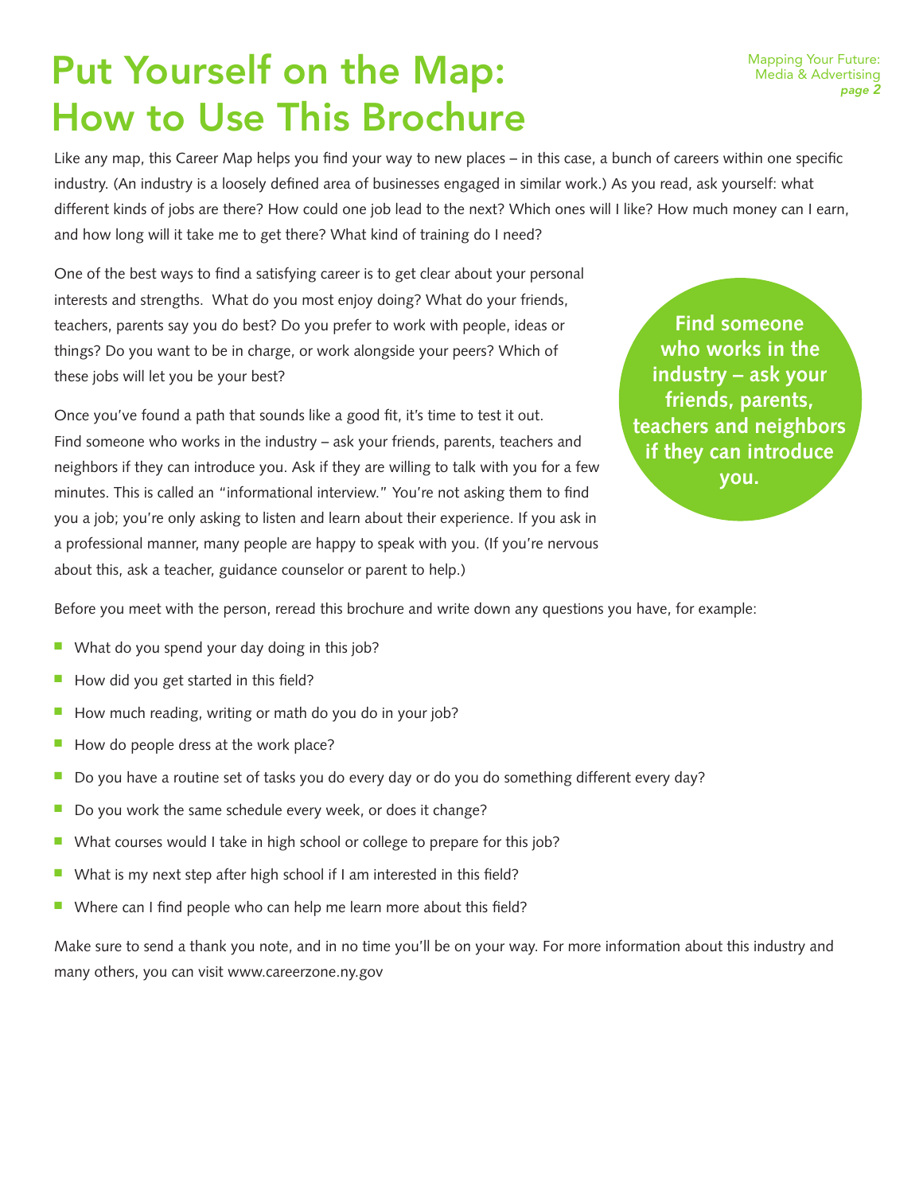# Put Yourself on the Map: How to Use This Brochure

Like any map, this Career Map helps you find your way to new places – in this case, a bunch of careers within one specific industry. (An industry is a loosely defined area of businesses engaged in similar work.) As you read, ask yourself: what different kinds of jobs are there? How could one job lead to the next? Which ones will I like? How much money can I earn, and how long will it take me to get there? What kind of training do I need?

One of the best ways to find a satisfying career is to get clear about your personal interests and strengths. What do you most enjoy doing? What do your friends, teachers, parents say you do best? Do you prefer to work with people, ideas or things? Do you want to be in charge, or work alongside your peers? Which of these jobs will let you be your best?

**Find someone who works in the industry – ask your friends, parents, teachers and neighbors if they can introduce you.**

Once you've found a path that sounds like a good fit, it's time to test it out. Find someone who works in the industry – ask your friends, parents, teachers and neighbors if they can introduce you. Ask if they are willing to talk with you for a few minutes. This is called an "informational interview." You're not asking them to find you a job; you're only asking to listen and learn about their experience. If you ask in a professional manner, many people are happy to speak with you. (If you're nervous about this, ask a teacher, guidance counselor or parent to help.)

Before you meet with the person, reread this brochure and write down any questions you have, for example:

- What do you spend your day doing in this job?
- How did you get started in this field?
- How much reading, writing or math do you do in your job?
- How do people dress at the work place?
- Do you have a routine set of tasks you do every day or do you do something different every day?
- Do you work the same schedule every week, or does it change?
- What courses would I take in high school or college to prepare for this job?
- What is my next step after high school if I am interested in this field?
- Where can I find people who can help me learn more about this field?

Make sure to send a thank you note, and in no time you'll be on your way. For more information about this industry and many others, you can visit www.careerzone.ny.gov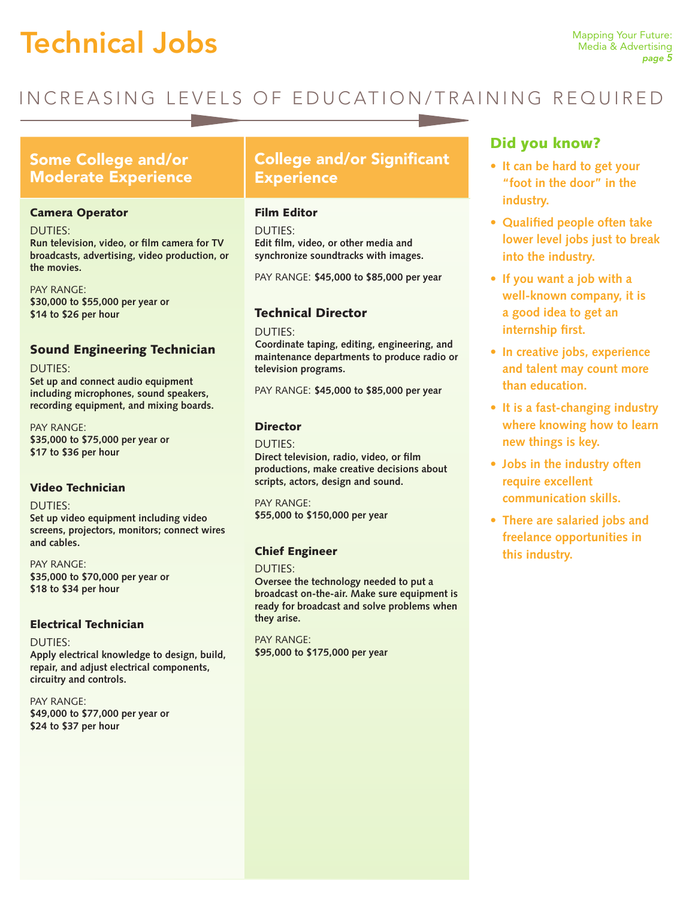# Technical Jobs

INCREASING LEVELS OF EDUCATION/TRAINING REQUIRED

## Some College and/or Moderate Experience

### Camera Operator

DUTIES:
**Run television, video, or film camera for TV broadcasts, advertising, video production, or the movies.**

PAY RANGE:
**$30,000 to $55,000 per year or $14 to $26 per hour**

### Sound Engineering Technician

DUTIES:
**Set up and connect audio equipment including microphones, sound speakers, recording equipment, and mixing boards.**

PAY RANGE:
**$35,000 to $75,000 per year or $17 to $36 per hour**

### Video Technician

DUTIES:
**Set up video equipment including video screens, projectors, monitors; connect wires and cables.**

PAY RANGE:
**$35,000 to $70,000 per year or $18 to $34 per hour**

### Electrical Technician

DUTIES:
**Apply electrical knowledge to design, build, repair, and adjust electrical components, circuitry and controls.**

PAY RANGE:
**$49,000 to $77,000 per year or $24 to $37 per hour**

## College and/or Significant Experience

### Film Editor

DUTIES:
**Edit film, video, or other media and synchronize soundtracks with images.**

PAY RANGE: **$45,000 to $85,000 per year**

### Technical Director

DUTIES:
**Coordinate taping, editing, engineering, and maintenance departments to produce radio or television programs.**

PAY RANGE: **$45,000 to $85,000 per year**

### Director

DUTIES:
**Direct television, radio, video, or film productions, make creative decisions about scripts, actors, design and sound.**

PAY RANGE:
**$55,000 to $150,000 per year**

### Chief Engineer

DUTIES:
**Oversee the technology needed to put a broadcast on-the-air. Make sure equipment is ready for broadcast and solve problems when they arise.**

PAY RANGE:
**$95,000 to $175,000 per year**

## Did you know?

- It can be hard to get your "foot in the door" in the industry.
- Qualified people often take lower level jobs just to break into the industry.
- If you want a job with a well-known company, it is a good idea to get an internship first.
- In creative jobs, experience and talent may count more than education.
- It is a fast-changing industry where knowing how to learn new things is key.
- Jobs in the industry often require excellent communication skills.
- There are salaried jobs and freelance opportunities in this industry.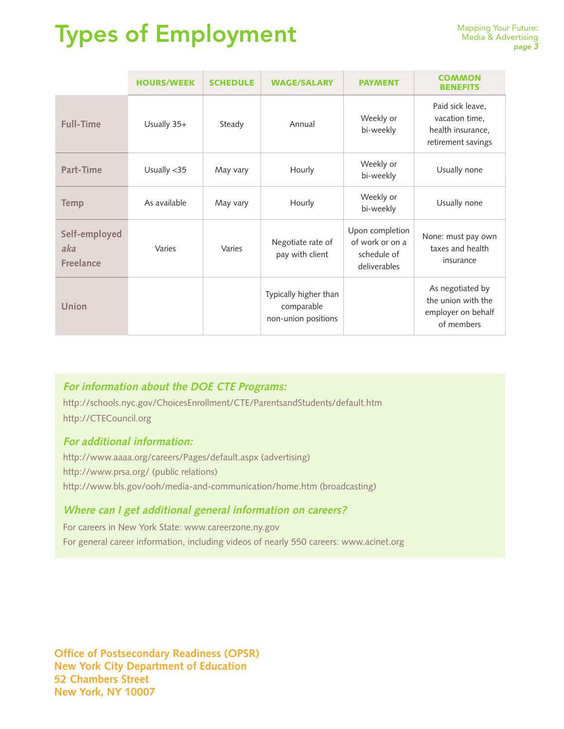# Types of Employment

| | HOURS/WEEK | SCHEDULE | WAGE/SALARY | PAYMENT | COMMON BENEFITS |
|---|---|---|---|---|---|
| **Full-Time** | Usually 35+ | Steady | Annual | Weekly or bi-weekly | Paid sick leave, vacation time, health insurance, retirement savings |
| **Part-Time** | Usually <35 | May vary | Hourly | Weekly or bi-weekly | Usually none |
| **Temp** | As available | May vary | Hourly | Weekly or bi-weekly | Usually none |
| **Self-employed *aka* Freelance** | Varies | Varies | Negotiate rate of pay with client | Upon completion of work or on a schedule of deliverables | None: must pay own taxes and health insurance |
| **Union** | | | Typically higher than comparable non-union positions | | As negotiated by the union with the employer on behalf of members |

### *For information about the DOE CTE Programs:*

http://schools.nyc.gov/ChoicesEnrollment/CTE/ParentsandStudents/default.htm

http://CTECouncil.org

### *For additional information:*

http://www.aaaa.org/careers/Pages/default.aspx (advertising)

http://www.prsa.org/ (public relations)

http://www.bls.gov/ooh/media-and-communication/home.htm (broadcasting)

### *Where can I get additional general information on careers?*

For careers in New York State: www.careerzone.ny.gov

For general career information, including videos of nearly 550 careers: www.acinet.org

**Office of Postsecondary Readiness (OPSR)**
**New York City Department of Education**
**52 Chambers Street**
**New York, NY 10007**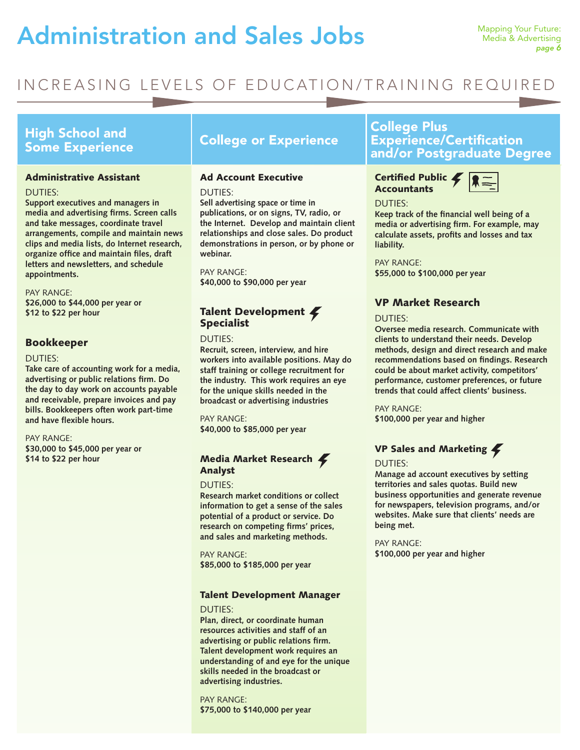# Administration and Sales Jobs

INCREASING LEVELS OF EDUCATION/TRAINING REQUIRED

## High School and Some Experience

### Administrative Assistant

DUTIES:
**Support executives and managers in media and advertising firms. Screen calls and take messages, coordinate travel arrangements, compile and maintain news clips and media lists, do Internet research, organize office and maintain files, draft letters and newsletters, and schedule appointments.**

PAY RANGE:
**$26,000 to $44,000 per year or $12 to $22 per hour**

### Bookkeeper

DUTIES:
**Take care of accounting work for a media, advertising or public relations firm. Do the day to day work on accounts payable and receivable, prepare invoices and pay bills. Bookkeepers often work part-time and have flexible hours.**

PAY RANGE:
**$30,000 to $45,000 per year or $14 to $22 per hour**

## College or Experience

### Ad Account Executive

DUTIES:
**Sell advertising space or time in publications, or on signs, TV, radio, or the Internet. Develop and maintain client relationships and close sales. Do product demonstrations in person, or by phone or webinar.**

PAY RANGE:
**$40,000 to $90,000 per year**

### Talent Development Specialist

DUTIES:
**Recruit, screen, interview, and hire workers into available positions. May do staff training or college recruitment for the industry. This work requires an eye for the unique skills needed in the broadcast or advertising industries**

PAY RANGE:
**$40,000 to $85,000 per year**

### Media Market Research Analyst

DUTIES:
**Research market conditions or collect information to get a sense of the sales potential of a product or service. Do research on competing firms' prices, and sales and marketing methods.**

PAY RANGE:
**$85,000 to $185,000 per year**

### Talent Development Manager

DUTIES:
**Plan, direct, or coordinate human resources activities and staff of an advertising or public relations firm. Talent development work requires an understanding of and eye for the unique skills needed in the broadcast or advertising industries.**

PAY RANGE:
**$75,000 to $140,000 per year**

## College Plus Experience/Certification and/or Postgraduate Degree

### Certified Public Accountants

DUTIES:
**Keep track of the financial well being of a media or advertising firm. For example, may calculate assets, profits and losses and tax liability.**

PAY RANGE:
**$55,000 to $100,000 per year**

### VP Market Research

DUTIES:
**Oversee media research. Communicate with clients to understand their needs. Develop methods, design and direct research and make recommendations based on findings. Research could be about market activity, competitors' performance, customer preferences, or future trends that could affect clients' business.**

PAY RANGE:
**$100,000 per year and higher**

### VP Sales and Marketing

DUTIES:
**Manage ad account executives by setting territories and sales quotas. Build new business opportunities and generate revenue for newspapers, television programs, and/or websites. Make sure that clients' needs are being met.**

PAY RANGE:
**$100,000 per year and higher**